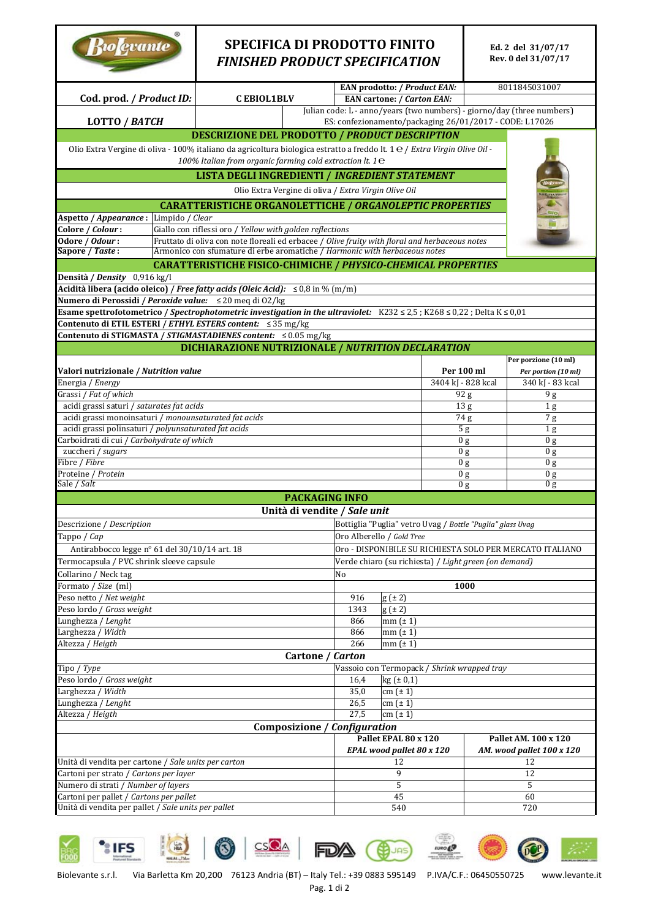# SPECIFICA DI PRODOTTO FINITO
## *FINISHED PRODUCT SPECIFICATION*

**Ed. 2 del 31/07/17**
**Rev. 0 del 31/07/17**

| | | | |
|---|---|---|---|
| **Cod. prod. / *Product ID:*** | **C EBIOL1BLV** | **EAN prodotto: / *Product EAN:*** | 8011845031007 |
| | | **EAN cartone: / *Carton EAN:*** | |
| **LOTTO / *BATCH*** | | Julian code: L - anno/years (two numbers) - giorno/day (three numbers) ES: confezionamento/packaging 26/01/2017 - CODE: L17026 | |

## DESCRIZIONE DEL PRODOTTO / *PRODUCT DESCRIPTION*

Olio Extra Vergine di oliva - 100% italiano da agricoltura biologica estratto a freddo lt. 1 ℮ / *Extra Virgin Olive Oil - 100% Italian from organic farming cold extraction lt. 1℮*

## LISTA DEGLI INGREDIENTI / *INGREDIENT STATEMENT*

Olio Extra Vergine di oliva / *Extra Virgin Olive Oil*

## CARATTERISTICHE ORGANOLETTICHE / *ORGANOLEPTIC PROPERTIES*

| | |
|---|---|
| **Aspetto / *Appearance*:** | Limpido / *Clear* |
| **Colore / *Colour*:** | Giallo con riflessi oro / *Yellow with golden reflections* |
| **Odore / *Odour*:** | Fruttato di oliva con note floreali ed erbacee / *Olive fruity with floral and herbaceous notes* |
| **Sapore / *Taste*:** | Armonico con sfumature di erbe aromatiche / *Harmonic with herbaceous notes* |

## CARATTERISTICHE FISICO-CHIMICHE / *PHYSICO-CHEMICAL PROPERTIES*

**Densità / *Density*** 0,916 kg/l

**Acidità libera (acido oleico) / *Free fatty acids (Oleic Acid):*** ≤ 0,8 in % (m/m)

**Numero di Perossidi / *Peroxide value:*** ≤ 20 meq di O2/kg

**Esame spettrofotometrico / *Spectrophotometric investigation in the ultraviolet:*** K232 ≤ 2,5 ; K268 ≤ 0,22 ; Delta K ≤ 0,01

**Contenuto di ETIL ESTERI / *ETHYL ESTERS content:*** ≤ 35 mg/kg

**Contenuto di STIGMASTA / *STIGMASTADIENES content:*** ≤ 0.05 mg/kg

## DICHIARAZIONE NUTRIZIONALE / *NUTRITION DECLARATION*

| **Valori nutrizionale / *Nutrition value*** | **Per 100 ml** | **Per porzione (10 ml)** ***Per portion (10 ml)*** |
|---|---|---|
| Energia / *Energy* | 3404 kJ - 828 kcal | 340 kJ - 83 kcal |
| Grassi / *Fat of which* | 92 g | 9 g |
| acidi grassi saturi / *saturates fat acids* | 13 g | 1 g |
| acidi grassi monoinsaturi / *monounsaturated fat acids* | 74 g | 7 g |
| acidi grassi polinsaturi / *polyunsaturated fat acids* | 5 g | 1 g |
| Carboidrati di cui / *Carbohydrate of which* | 0 g | 0 g |
| zuccheri / *sugars* | 0 g | 0 g |
| Fibre / *Fibre* | 0 g | 0 g |
| Proteine / *Protein* | 0 g | 0 g |
| Sale / *Salt* | 0 g | 0 g |

## PACKAGING INFO

### Unità di vendite / *Sale unit*

| | | |
|---|---|---|
| Descrizione / *Description* | Bottiglia "Puglia" vetro Uvag / *Bottle "Puglia" glass Uvag* | |
| Tappo / *Cap* | Oro Alberello / *Gold Tree* | |
| Antirabbocco legge n° 61 del 30/10/14 art. 18 | Oro - DISPONIBILE SU RICHIESTA SOLO PER MERCATO ITALIANO | |
| Termocapsula / PVC shrink sleeve capsule | Verde chiaro (su richiesta) / *Light green (on demand)* | |
| Collarino / Neck tag | No | |
| Formato / *Size* (ml) | **1000** | |
| Peso netto / *Net weight* | 916 | g (± 2) |
| Peso lordo / *Gross weight* | 1343 | g (± 2) |
| Lunghezza / *Lenght* | 866 | mm (± 1) |
| Larghezza / *Width* | 866 | mm (± 1) |
| Altezza / *Heigth* | 266 | mm (± 1) |

### Cartone / *Carton*

| | | |
|---|---|---|
| Tipo / *Type* | Vassoio con Termopack / *Shrink wrapped tray* | |
| Peso lordo / *Gross weight* | 16,4 | kg (± 0,1) |
| Larghezza / *Width* | 35,0 | cm (± 1) |
| Lunghezza / *Lenght* | 26,5 | cm (± 1) |
| Altezza / *Heigth* | 27,5 | cm (± 1) |

### Composizione / *Configuration*

| | **Pallet EPAL 80 x 120** ***EPAL wood pallet 80 x 120*** | **Pallet AM. 100 x 120** ***AM. wood pallet 100 x 120*** |
|---|---|---|
| Unità di vendita per cartone / *Sale units per carton* | 12 | 12 |
| Cartoni per strato / *Cartons per layer* | 9 | 12 |
| Numero di strati / *Number of layers* | 5 | 5 |
| Cartoni per pallet / *Cartons per pallet* | 45 | 60 |
| Unità di vendita per pallet / *Sale units per pallet* | 540 | 720 |

Biolevante s.r.l. Via Barletta Km 20,200 76123 Andria (BT) – Italy Tel.: +39 0883 595149 P.IVA/C.F.: 06450550725 www.levante.it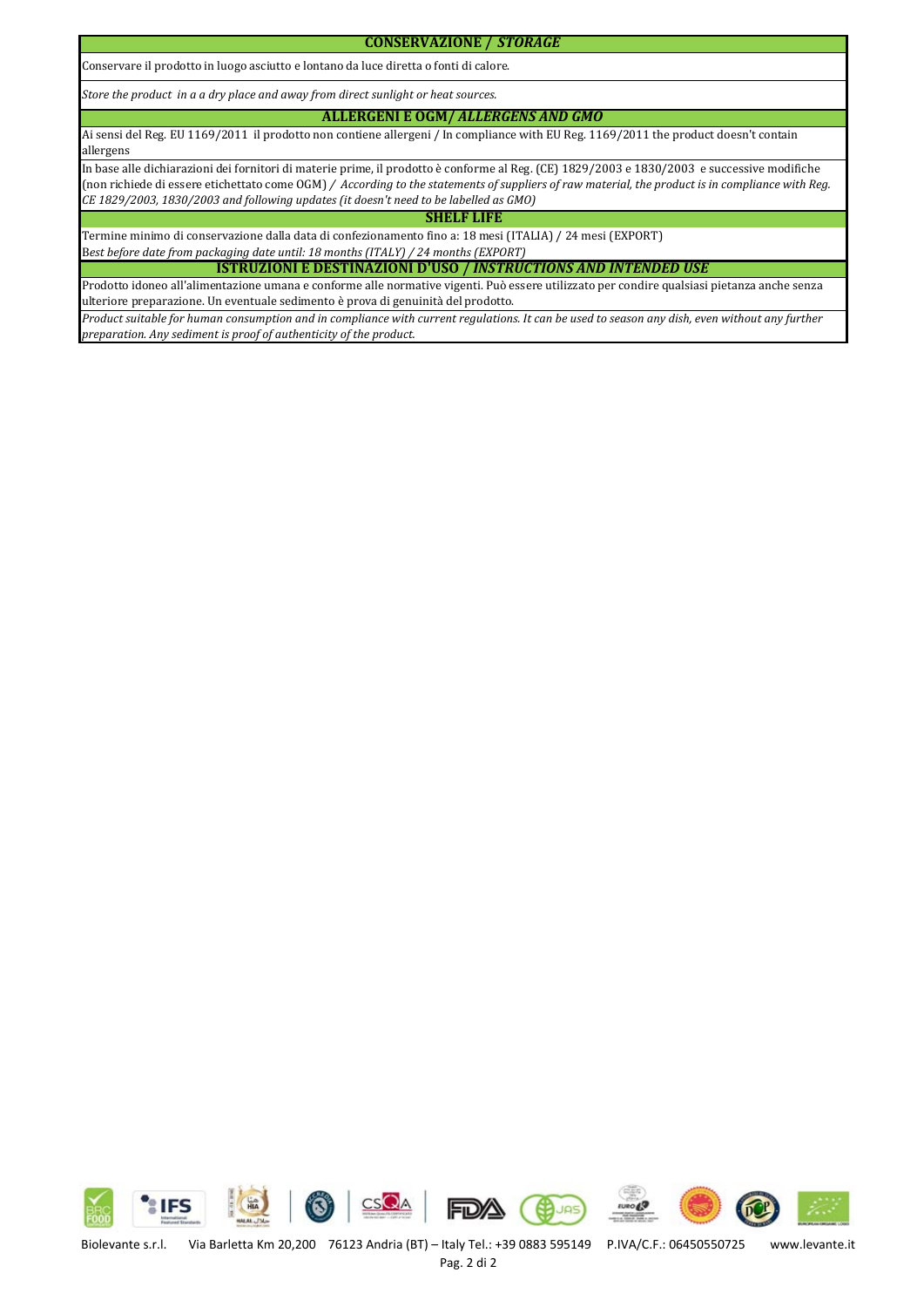## CONSERVAZIONE / *STORAGE*

Conservare il prodotto in luogo asciutto e lontano da luce diretta o fonti di calore.

*Store the product in a a dry place and away from direct sunlight or heat sources.*

## ALLERGENI E OGM/ *ALLERGENS AND GMO*

Ai sensi del Reg. EU 1169/2011 il prodotto non contiene allergeni / In compliance with EU Reg. 1169/2011 the product doesn't contain allergens

In base alle dichiarazioni dei fornitori di materie prime, il prodotto è conforme al Reg. (CE) 1829/2003 e 1830/2003 e successive modifiche (non richiede di essere etichettato come OGM) / *According to the statements of suppliers of raw material, the product is in compliance with Reg. CE 1829/2003, 1830/2003 and following updates (it doesn't need to be labelled as GMO)*

## SHELF LIFE

Termine minimo di conservazione dalla data di confezionamento fino a: 18 mesi (ITALIA) / 24 mesi (EXPORT)
*Best before date from packaging date until: 18 months (ITALY) / 24 months (EXPORT)*

## ISTRUZIONI E DESTINAZIONI D'USO / *INSTRUCTIONS AND INTENDED USE*

Prodotto idoneo all'alimentazione umana e conforme alle normative vigenti. Può essere utilizzato per condire qualsiasi pietanza anche senza ulteriore preparazione. Un eventuale sedimento è prova di genuinità del prodotto.

*Product suitable for human consumption and in compliance with current regulations. It can be used to season any dish, even without any further preparation. Any sediment is proof of authenticity of the product.*

Biolevante s.r.l. Via Barletta Km 20,200 76123 Andria (BT) – Italy Tel.: +39 0883 595149 P.IVA/C.F.: 06450550725 www.levante.it